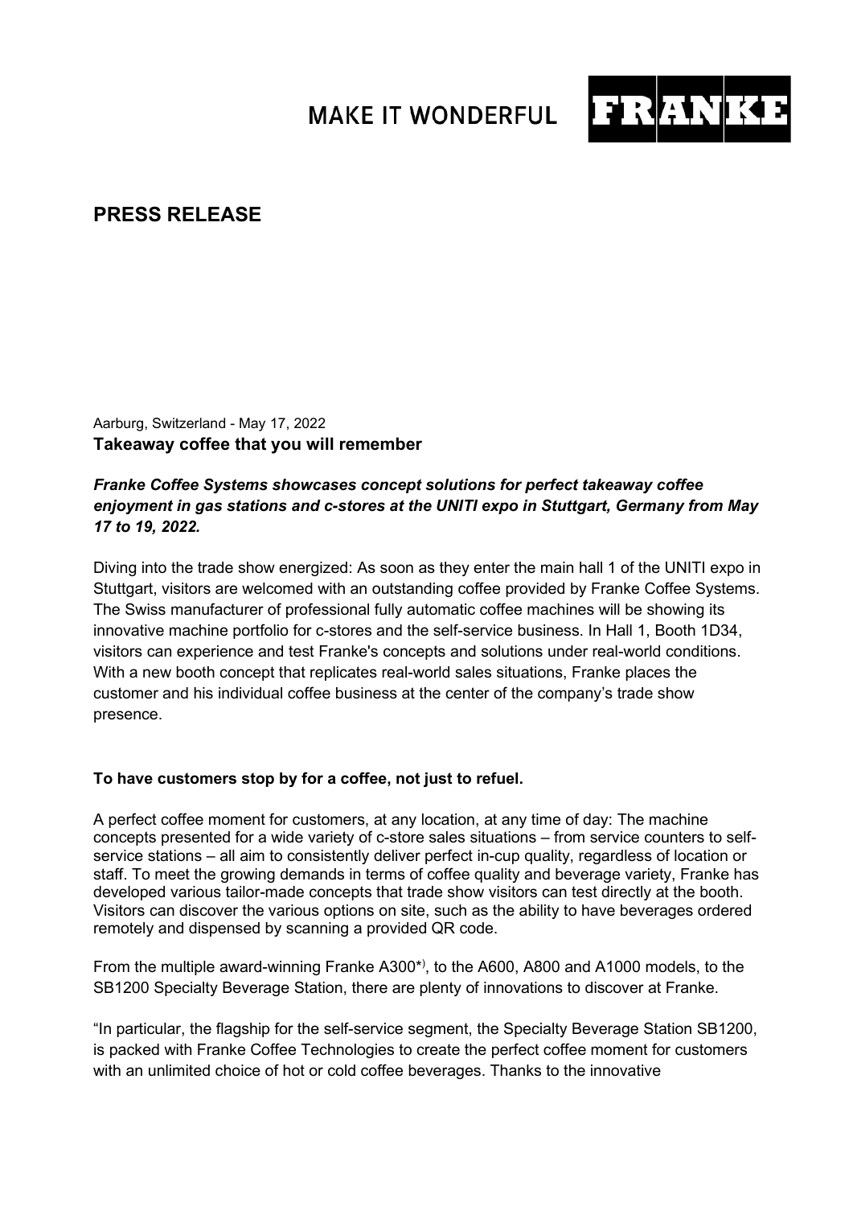MAKE IT WONDERFUL FRANKE

# PRESS RELEASE

Aarburg, Switzerland - May 17, 2022

**Takeaway coffee that you will remember**

***Franke Coffee Systems showcases concept solutions for perfect takeaway coffee enjoyment in gas stations and c-stores at the UNITI expo in Stuttgart, Germany from May 17 to 19, 2022.***

Diving into the trade show energized: As soon as they enter the main hall 1 of the UNITI expo in Stuttgart, visitors are welcomed with an outstanding coffee provided by Franke Coffee Systems. The Swiss manufacturer of professional fully automatic coffee machines will be showing its innovative machine portfolio for c-stores and the self-service business. In Hall 1, Booth 1D34, visitors can experience and test Franke's concepts and solutions under real-world conditions. With a new booth concept that replicates real-world sales situations, Franke places the customer and his individual coffee business at the center of the company's trade show presence.

**To have customers stop by for a coffee, not just to refuel.**

A perfect coffee moment for customers, at any location, at any time of day: The machine concepts presented for a wide variety of c-store sales situations – from service counters to self-service stations – all aim to consistently deliver perfect in-cup quality, regardless of location or staff. To meet the growing demands in terms of coffee quality and beverage variety, Franke has developed various tailor-made concepts that trade show visitors can test directly at the booth. Visitors can discover the various options on site, such as the ability to have beverages ordered remotely and dispensed by scanning a provided QR code.

From the multiple award-winning Franke A300*), to the A600, A800 and A1000 models, to the SB1200 Specialty Beverage Station, there are plenty of innovations to discover at Franke.

"In particular, the flagship for the self-service segment, the Specialty Beverage Station SB1200, is packed with Franke Coffee Technologies to create the perfect coffee moment for customers with an unlimited choice of hot or cold coffee beverages. Thanks to the innovative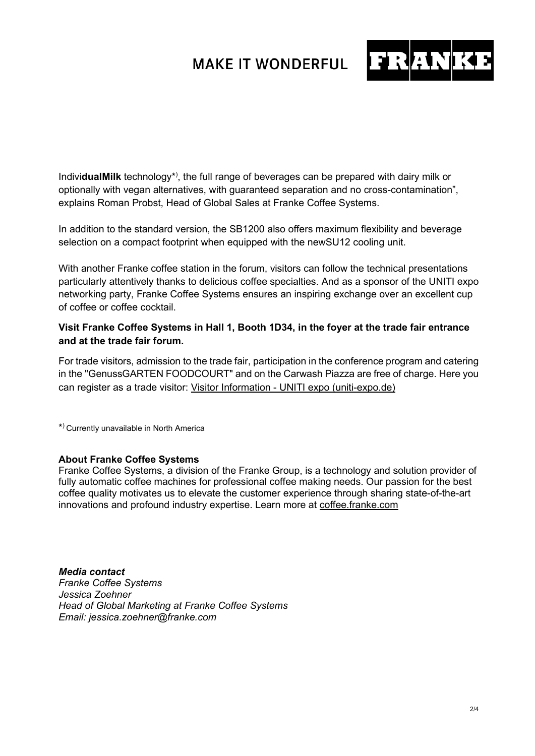Indivi**dualMilk** technology*), the full range of beverages can be prepared with dairy milk or optionally with vegan alternatives, with guaranteed separation and no cross-contamination", explains Roman Probst, Head of Global Sales at Franke Coffee Systems.

In addition to the standard version, the SB1200 also offers maximum flexibility and beverage selection on a compact footprint when equipped with the newSU12 cooling unit.

With another Franke coffee station in the forum, visitors can follow the technical presentations particularly attentively thanks to delicious coffee specialties. And as a sponsor of the UNITI expo networking party, Franke Coffee Systems ensures an inspiring exchange over an excellent cup of coffee or coffee cocktail.

**Visit Franke Coffee Systems in Hall 1, Booth 1D34, in the foyer at the trade fair entrance and at the trade fair forum.**

For trade visitors, admission to the trade fair, participation in the conference program and catering in the "GenussGARTEN FOODCOURT" and on the Carwash Piazza are free of charge. Here you can register as a trade visitor: Visitor Information - UNITI expo (uniti-expo.de)

*) Currently unavailable in North America

**About Franke Coffee Systems**
Franke Coffee Systems, a division of the Franke Group, is a technology and solution provider of fully automatic coffee machines for professional coffee making needs. Our passion for the best coffee quality motivates us to elevate the customer experience through sharing state-of-the-art innovations and profound industry expertise. Learn more at coffee.franke.com

***Media contact***
*Franke Coffee Systems*
*Jessica Zoehner*
*Head of Global Marketing at Franke Coffee Systems*
*Email: jessica.zoehner@franke.com*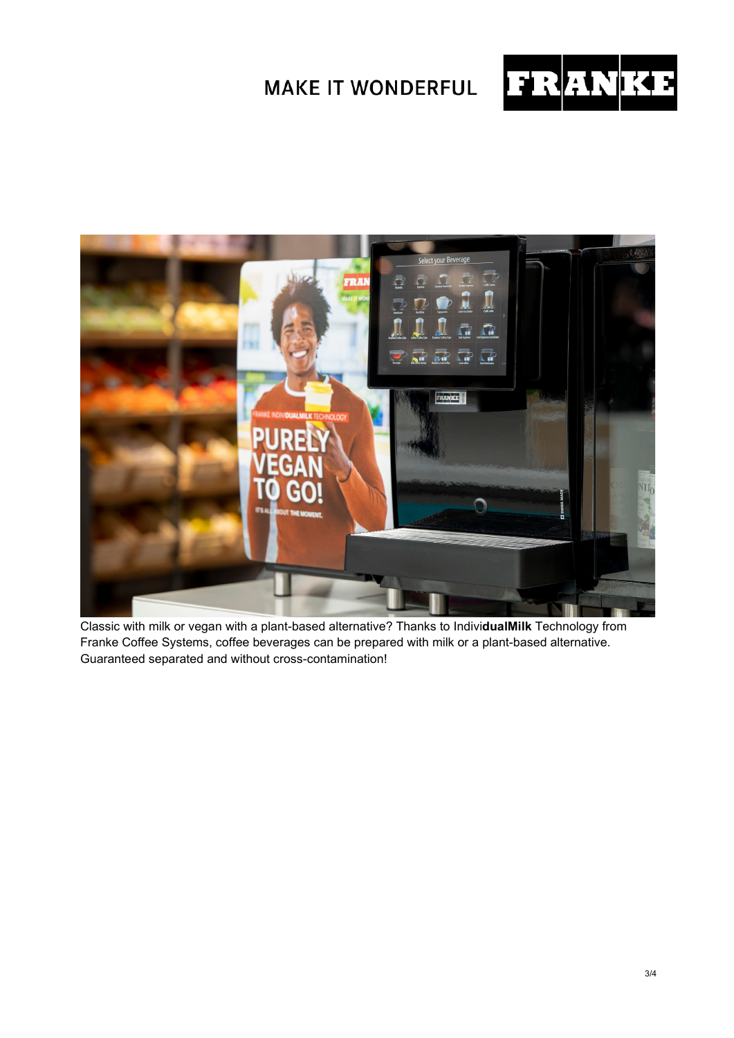Classic with milk or vegan with a plant-based alternative? Thanks to Indivi**dualMilk** Technology from Franke Coffee Systems, coffee beverages can be prepared with milk or a plant-based alternative. Guaranteed separated and without cross-contamination!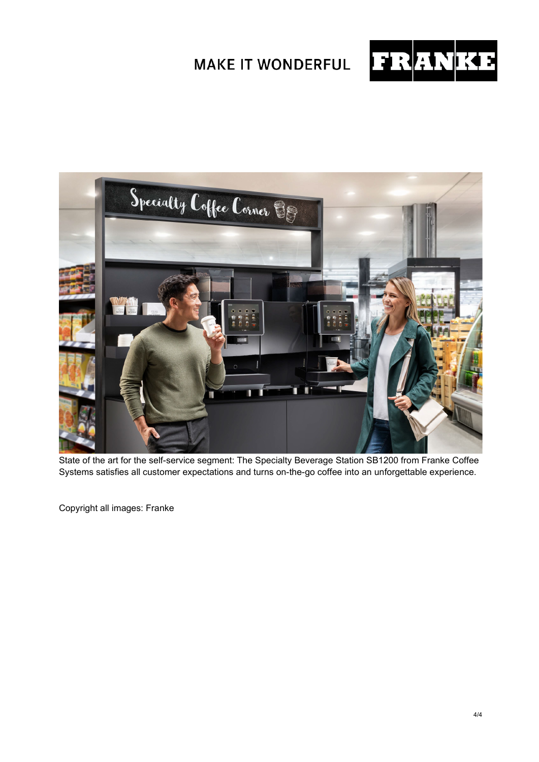State of the art for the self-service segment: The Specialty Beverage Station SB1200 from Franke Coffee Systems satisfies all customer expectations and turns on-the-go coffee into an unforgettable experience.

Copyright all images: Franke